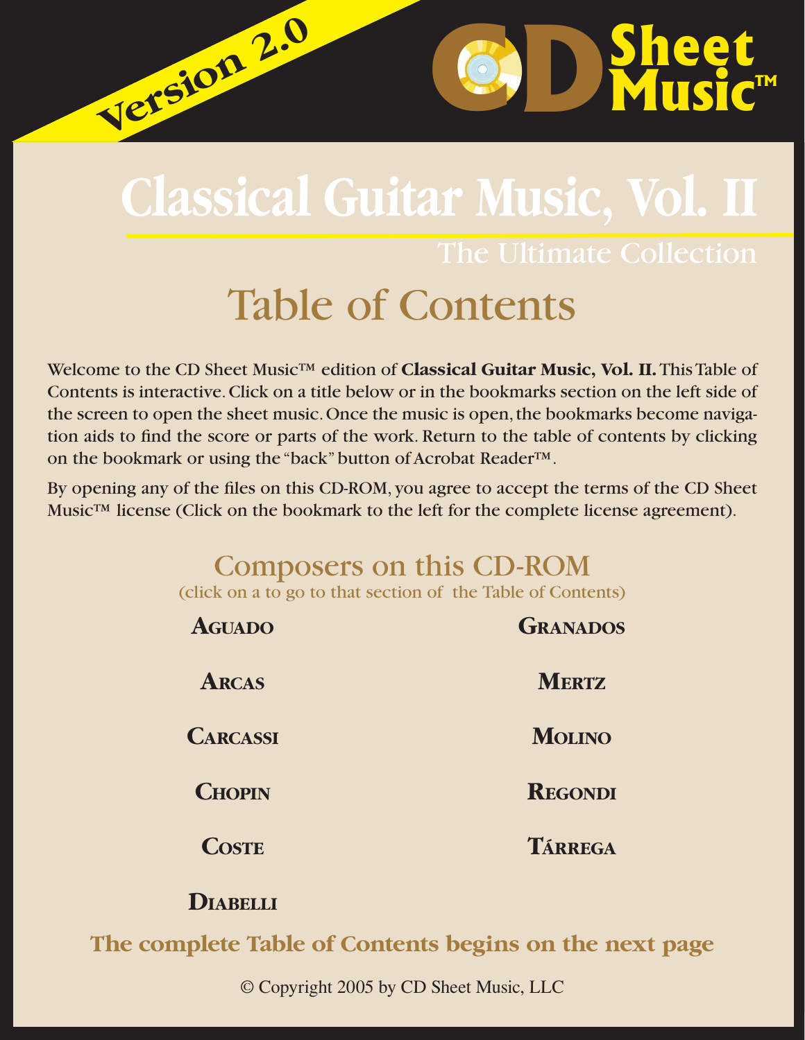Version 2.0

CD Sheet Music™

# Classical Guitar Music, Vol. II

The Ultimate Collection

## Table of Contents

Welcome to the CD Sheet Music™ edition of **Classical Guitar Music, Vol. II.** This Table of Contents is interactive. Click on a title below or in the bookmarks section on the left side of the screen to open the sheet music. Once the music is open, the bookmarks become navigation aids to find the score or parts of the work. Return to the table of contents by clicking on the bookmark or using the "back" button of Acrobat Reader™.

By opening any of the files on this CD-ROM, you agree to accept the terms of the CD Sheet Music™ license (Click on the bookmark to the left for the complete license agreement).

### Composers on this CD-ROM

(click on a to go to that section of the Table of Contents)

**AGUADO**

**ARCAS**

**CARCASSI**

**CHOPIN**

**COSTE**

**DIABELLI**

**GRANADOS**

**MERTZ**

**MOLINO**

**REGONDI**

**TÁRREGA**

**The complete Table of Contents begins on the next page**

© Copyright 2005 by CD Sheet Music, LLC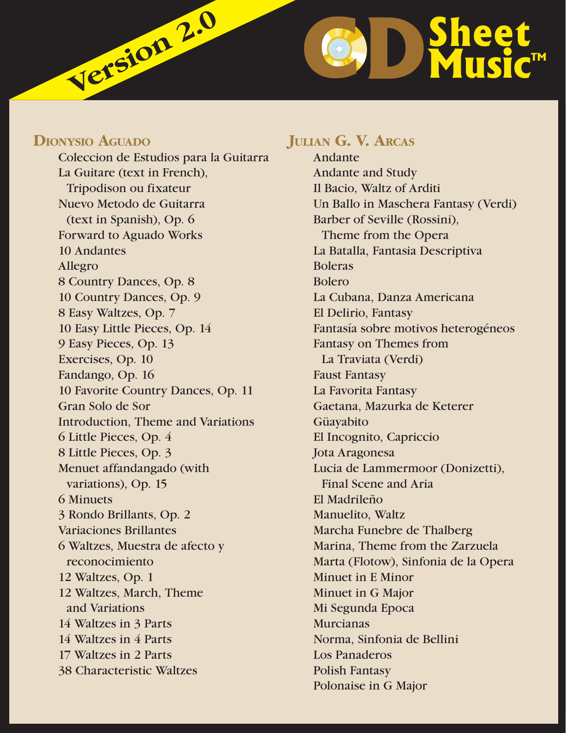## Dionysio Aguado

- Coleccion de Estudios para la Guitarra
- La Guitare (text in French), Tripodison ou fixateur
- Nuevo Metodo de Guitarra (text in Spanish), Op. 6
- Forward to Aguado Works
- 10 Andantes
- Allegro
- 8 Country Dances, Op. 8
- 10 Country Dances, Op. 9
- 8 Easy Waltzes, Op. 7
- 10 Easy Little Pieces, Op. 14
- 9 Easy Pieces, Op. 13
- Exercises, Op. 10
- Fandango, Op. 16
- 10 Favorite Country Dances, Op. 11
- Gran Solo de Sor
- Introduction, Theme and Variations
- 6 Little Pieces, Op. 4
- 8 Little Pieces, Op. 3
- Menuet affandangado (with variations), Op. 15
- 6 Minuets
- 3 Rondo Brillants, Op. 2
- Variaciones Brillantes
- 6 Waltzes, Muestra de afecto y reconocimiento
- 12 Waltzes, Op. 1
- 12 Waltzes, March, Theme and Variations
- 14 Waltzes in 3 Parts
- 14 Waltzes in 4 Parts
- 17 Waltzes in 2 Parts
- 38 Characteristic Waltzes

## Julian G. V. Arcas

- Andante
- Andante and Study
- Il Bacio, Waltz of Arditi
- Un Ballo in Maschera Fantasy (Verdi)
- Barber of Seville (Rossini), Theme from the Opera
- La Batalla, Fantasia Descriptiva
- Boleras
- Bolero
- La Cubana, Danza Americana
- El Delirio, Fantasy
- Fantasía sobre motivos heterogéneos
- Fantasy on Themes from La Traviata (Verdi)
- Faust Fantasy
- La Favorita Fantasy
- Gaetana, Mazurka de Keterer
- Güayabito
- El Incognito, Capriccio
- Jota Aragonesa
- Lucia de Lammermoor (Donizetti), Final Scene and Aria
- El Madrileño
- Manuelito, Waltz
- Marcha Funebre de Thalberg
- Marina, Theme from the Zarzuela
- Marta (Flotow), Sinfonia de la Opera
- Minuet in E Minor
- Minuet in G Major
- Mi Segunda Epoca
- Murcianas
- Norma, Sinfonia de Bellini
- Los Panaderos
- Polish Fantasy
- Polonaise in G Major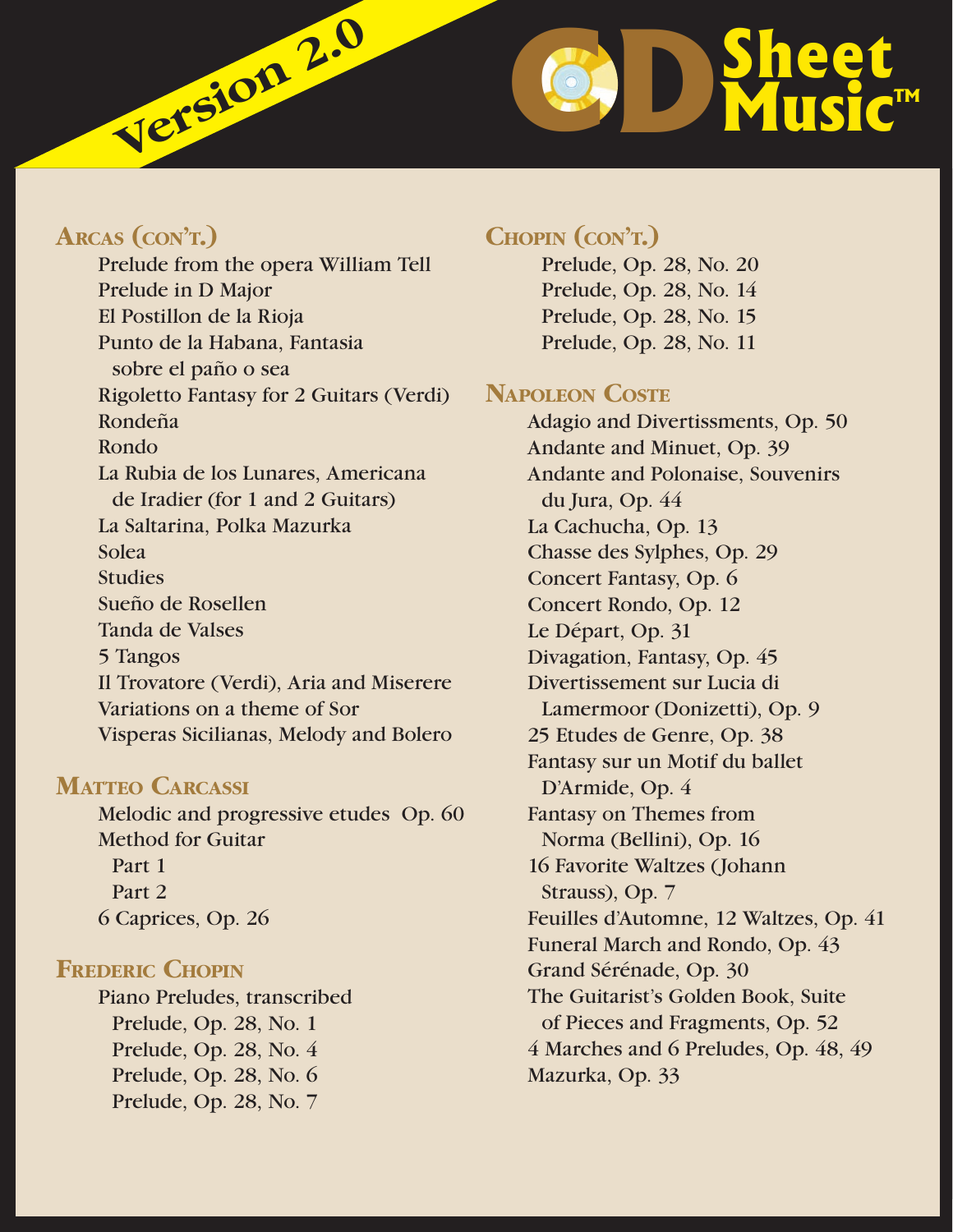## Arcas (con't.)

- Prelude from the opera William Tell
- Prelude in D Major
- El Postillon de la Rioja
- Punto de la Habana, Fantasia sobre el paño o sea
- Rigoletto Fantasy for 2 Guitars (Verdi)
- Rondeña
- Rondo
- La Rubia de los Lunares, Americana de Iradier (for 1 and 2 Guitars)
- La Saltarina, Polka Mazurka
- Solea
- Studies
- Sueño de Rosellen
- Tanda de Valses
- 5 Tangos
- Il Trovatore (Verdi), Aria and Miserere
- Variations on a theme of Sor
- Visperas Sicilianas, Melody and Bolero

## Matteo Carcassi

- Melodic and progressive etudes Op. 60
- Method for Guitar
  - Part 1
  - Part 2
- 6 Caprices, Op. 26

## Frederic Chopin

- Piano Preludes, transcribed
  - Prelude, Op. 28, No. 1
  - Prelude, Op. 28, No. 4
  - Prelude, Op. 28, No. 6
  - Prelude, Op. 28, No. 7

## Chopin (con't.)

- Prelude, Op. 28, No. 20
- Prelude, Op. 28, No. 14
- Prelude, Op. 28, No. 15
- Prelude, Op. 28, No. 11

## Napoleon Coste

- Adagio and Divertissments, Op. 50
- Andante and Minuet, Op. 39
- Andante and Polonaise, Souvenirs du Jura, Op. 44
- La Cachucha, Op. 13
- Chasse des Sylphes, Op. 29
- Concert Fantasy, Op. 6
- Concert Rondo, Op. 12
- Le Départ, Op. 31
- Divagation, Fantasy, Op. 45
- Divertissement sur Lucia di Lamermoor (Donizetti), Op. 9
- 25 Etudes de Genre, Op. 38
- Fantasy sur un Motif du ballet D'Armide, Op. 4
- Fantasy on Themes from Norma (Bellini), Op. 16
- 16 Favorite Waltzes (Johann Strauss), Op. 7
- Feuilles d'Automne, 12 Waltzes, Op. 41
- Funeral March and Rondo, Op. 43
- Grand Sérénade, Op. 30
- The Guitarist's Golden Book, Suite of Pieces and Fragments, Op. 52
- 4 Marches and 6 Preludes, Op. 48, 49
- Mazurka, Op. 33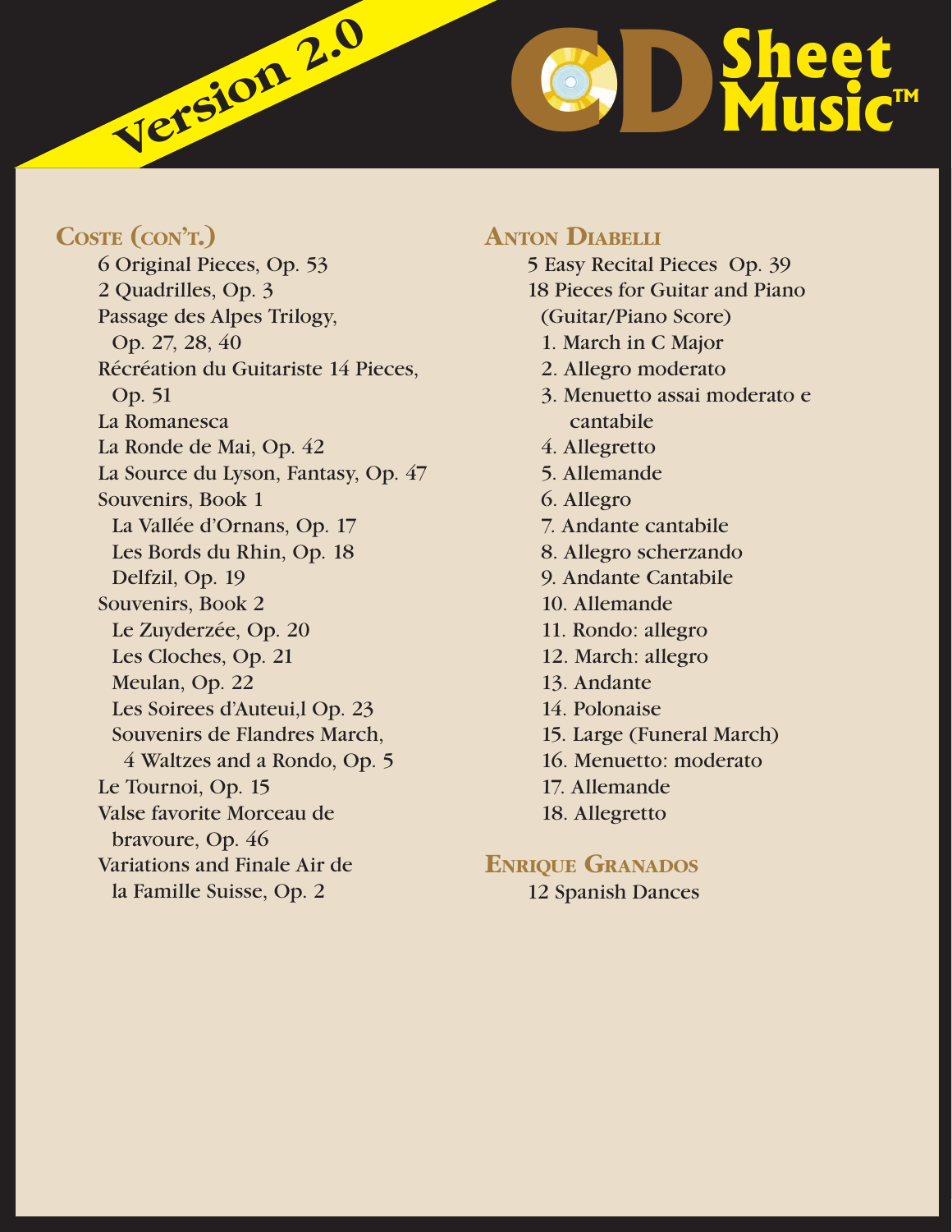## Coste (con't.)

6 Original Pieces, Op. 53
2 Quadrilles, Op. 3
Passage des Alpes Trilogy,
  Op. 27, 28, 40
Récréation du Guitariste 14 Pieces,
  Op. 51
La Romanesca
La Ronde de Mai, Op. 42
La Source du Lyson, Fantasy, Op. 47
Souvenirs, Book 1
  La Vallée d'Ornans, Op. 17
  Les Bords du Rhin, Op. 18
  Delfzil, Op. 19
Souvenirs, Book 2
  Le Zuyderzée, Op. 20
  Les Cloches, Op. 21
  Meulan, Op. 22
  Les Soirees d'Auteui,l Op. 23
  Souvenirs de Flandres March,
    4 Waltzes and a Rondo, Op. 5
Le Tournoi, Op. 15
Valse favorite Morceau de
  bravoure, Op. 46
Variations and Finale Air de
  la Famille Suisse, Op. 2

## Anton Diabelli

5 Easy Recital Pieces Op. 39
18 Pieces for Guitar and Piano
  (Guitar/Piano Score)
  1. March in C Major
  2. Allegro moderato
  3. Menuetto assai moderato e
     cantabile
  4. Allegretto
  5. Allemande
  6. Allegro
  7. Andante cantabile
  8. Allegro scherzando
  9. Andante Cantabile
  10. Allemande
  11. Rondo: allegro
  12. March: allegro
  13. Andante
  14. Polonaise
  15. Large (Funeral March)
  16. Menuetto: moderato
  17. Allemande
  18. Allegretto

## Enrique Granados

12 Spanish Dances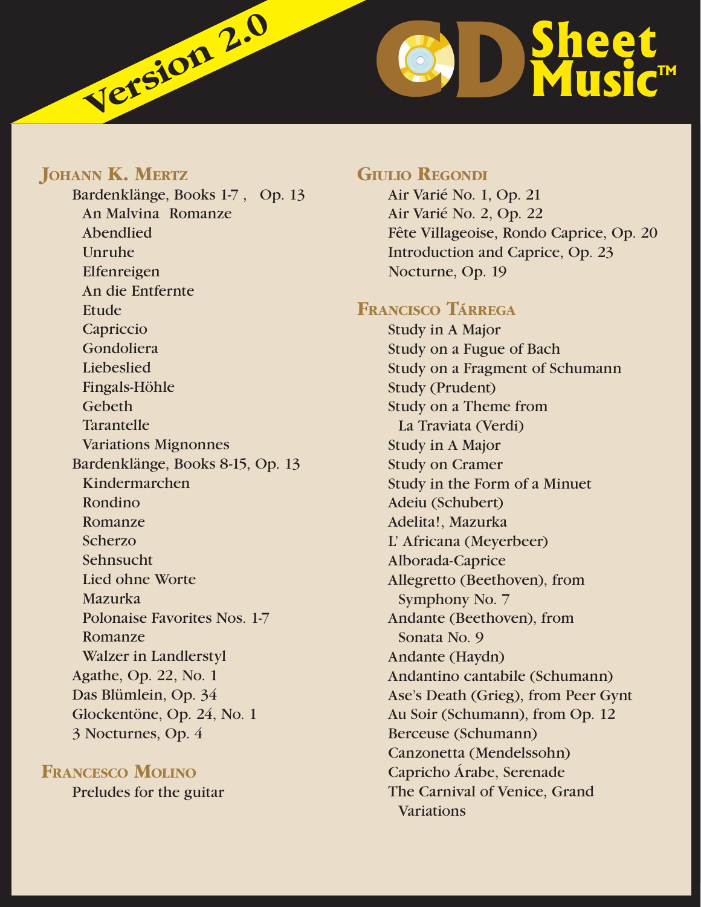## Johann K. Mertz

- Bardenklänge, Books 1-7 , Op. 13
  - An Malvina Romanze
  - Abendlied
  - Unruhe
  - Elfenreigen
  - An die Entfernte
  - Etude
  - Capriccio
  - Gondoliera
  - Liebeslied
  - Fingals-Höhle
  - Gebeth
  - Tarantelle
  - Variations Mignonnes
- Bardenklänge, Books 8-15, Op. 13
  - Kindermarchen
  - Rondino
  - Romanze
  - Scherzo
  - Sehnsucht
  - Lied ohne Worte
  - Mazurka
  - Polonaise Favorites Nos. 1-7
  - Romanze
  - Walzer in Landlerstyl
- Agathe, Op. 22, No. 1
- Das Blümlein, Op. 34
- Glockentöne, Op. 24, No. 1
- 3 Nocturnes, Op. 4

## Francesco Molino

- Preludes for the guitar

## Giulio Regondi

- Air Varié No. 1, Op. 21
- Air Varié No. 2, Op. 22
- Fête Villageoise, Rondo Caprice, Op. 20
- Introduction and Caprice, Op. 23
- Nocturne, Op. 19

## Francisco Tárrega

- Study in A Major
- Study on a Fugue of Bach
- Study on a Fragment of Schumann
- Study (Prudent)
- Study on a Theme from La Traviata (Verdi)
- Study in A Major
- Study on Cramer
- Study in the Form of a Minuet
- Adeiu (Schubert)
- Adelita!, Mazurka
- L' Africana (Meyerbeer)
- Alborada-Caprice
- Allegretto (Beethoven), from Symphony No. 7
- Andante (Beethoven), from Sonata No. 9
- Andante (Haydn)
- Andantino cantabile (Schumann)
- Ase's Death (Grieg), from Peer Gynt
- Au Soir (Schumann), from Op. 12
- Berceuse (Schumann)
- Canzonetta (Mendelssohn)
- Capricho Árabe, Serenade
- The Carnival of Venice, Grand Variations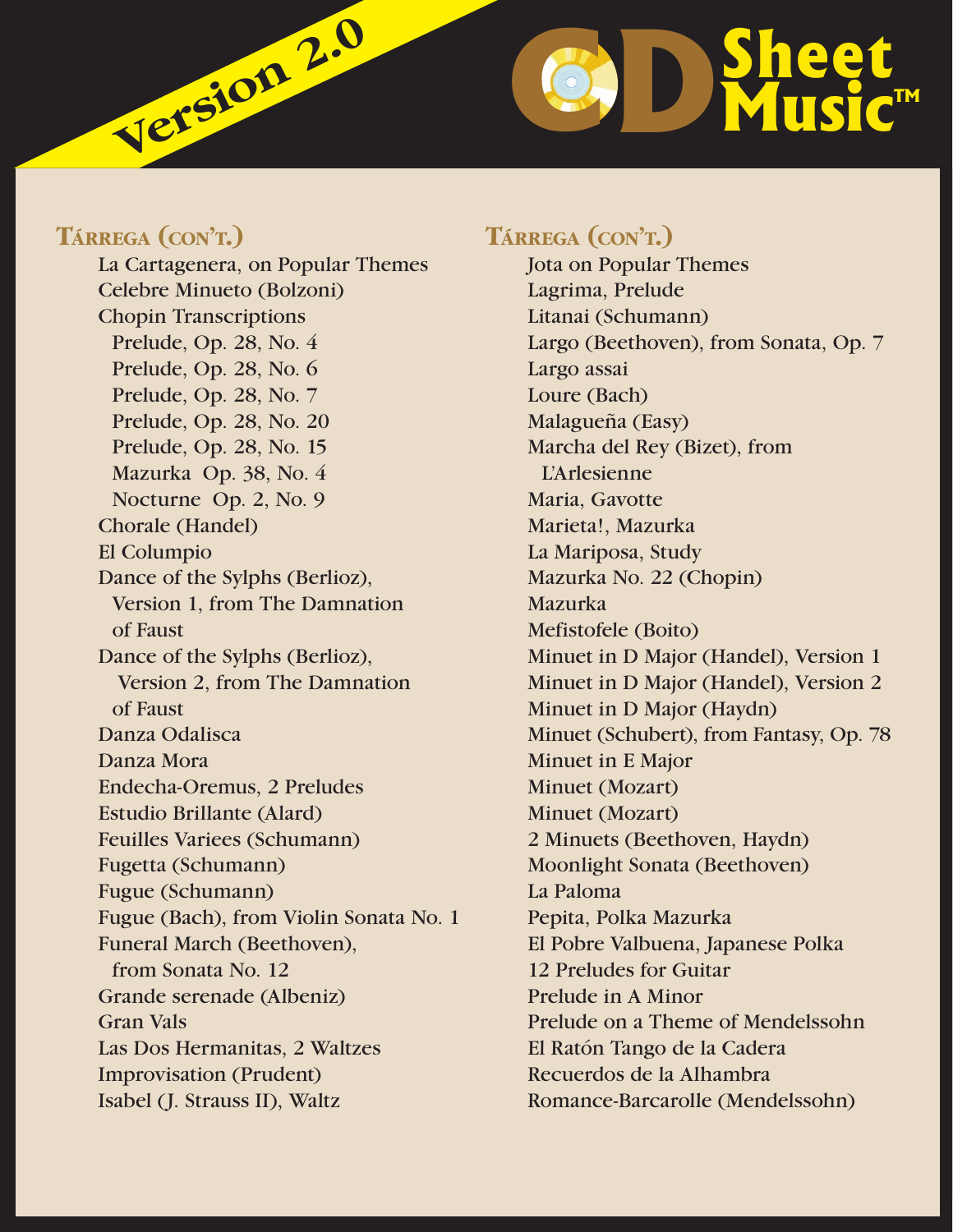## Tárrega (con't.)

- La Cartagenera, on Popular Themes
- Celebre Minueto (Bolzoni)
- Chopin Transcriptions
  - Prelude, Op. 28, No. 4
  - Prelude, Op. 28, No. 6
  - Prelude, Op. 28, No. 7
  - Prelude, Op. 28, No. 20
  - Prelude, Op. 28, No. 15
  - Mazurka Op. 38, No. 4
  - Nocturne Op. 2, No. 9
- Chorale (Handel)
- El Columpio
- Dance of the Sylphs (Berlioz), Version 1, from The Damnation of Faust
- Dance of the Sylphs (Berlioz), Version 2, from The Damnation of Faust
- Danza Odalisca
- Danza Mora
- Endecha-Oremus, 2 Preludes
- Estudio Brillante (Alard)
- Feuilles Variees (Schumann)
- Fugetta (Schumann)
- Fugue (Schumann)
- Fugue (Bach), from Violin Sonata No. 1
- Funeral March (Beethoven), from Sonata No. 12
- Grande serenade (Albeniz)
- Gran Vals
- Las Dos Hermanitas, 2 Waltzes
- Improvisation (Prudent)
- Isabel (J. Strauss II), Waltz

## Tárrega (con't.)

- Jota on Popular Themes
- Lagrima, Prelude
- Litanai (Schumann)
- Largo (Beethoven), from Sonata, Op. 7
- Largo assai
- Loure (Bach)
- Malagueña (Easy)
- Marcha del Rey (Bizet), from L'Arlesienne
- Maria, Gavotte
- Marieta!, Mazurka
- La Mariposa, Study
- Mazurka No. 22 (Chopin)
- Mazurka
- Mefistofele (Boito)
- Minuet in D Major (Handel), Version 1
- Minuet in D Major (Handel), Version 2
- Minuet in D Major (Haydn)
- Minuet (Schubert), from Fantasy, Op. 78
- Minuet in E Major
- Minuet (Mozart)
- Minuet (Mozart)
- 2 Minuets (Beethoven, Haydn)
- Moonlight Sonata (Beethoven)
- La Paloma
- Pepita, Polka Mazurka
- El Pobre Valbuena, Japanese Polka
- 12 Preludes for Guitar
- Prelude in A Minor
- Prelude on a Theme of Mendelssohn
- El Ratón Tango de la Cadera
- Recuerdos de la Alhambra
- Romance-Barcarolle (Mendelssohn)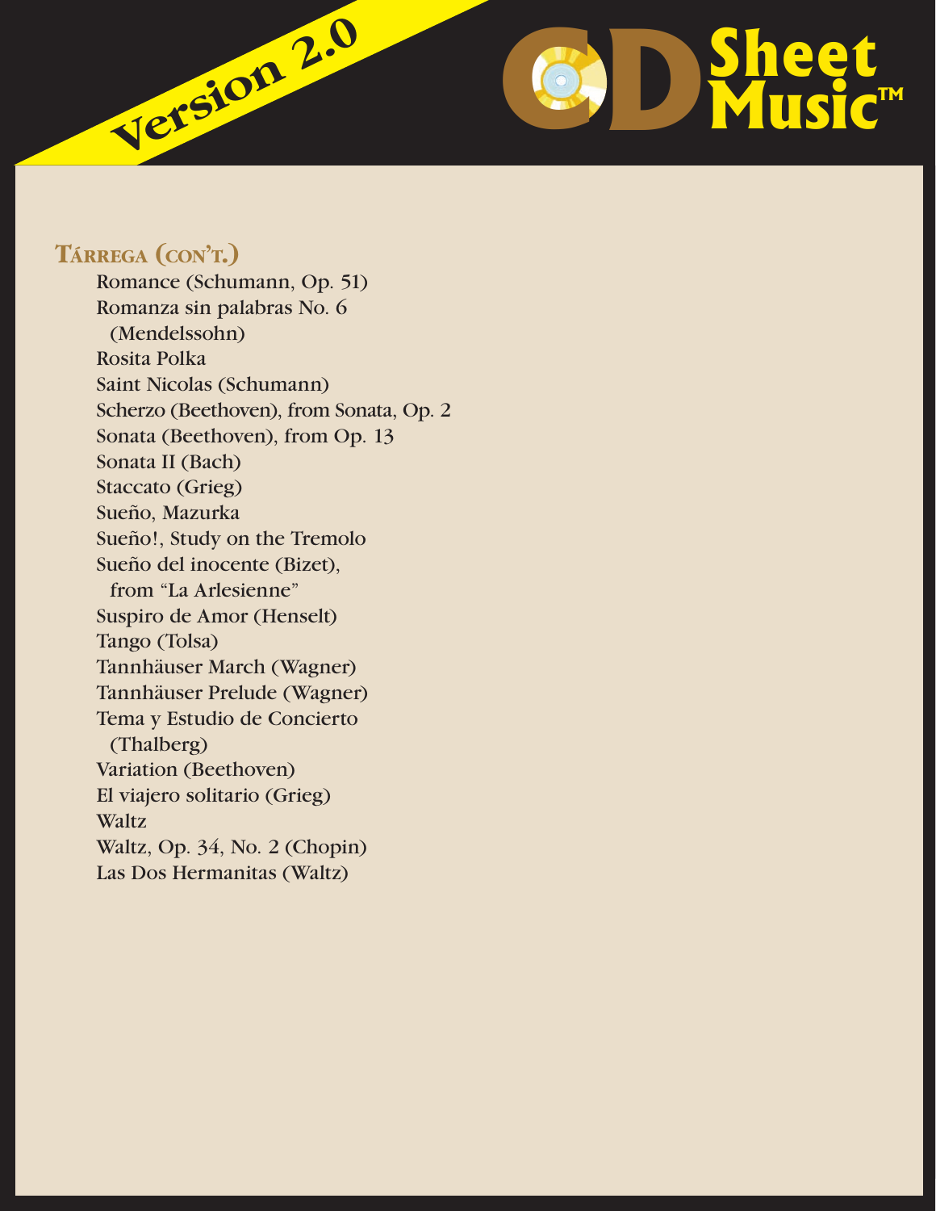## Tárrega (con't.)

Romance (Schumann, Op. 51)
Romanza sin palabras No. 6 (Mendelssohn)
Rosita Polka
Saint Nicolas (Schumann)
Scherzo (Beethoven), from Sonata, Op. 2
Sonata (Beethoven), from Op. 13
Sonata II (Bach)
Staccato (Grieg)
Sueño, Mazurka
Sueño!, Study on the Tremolo
Sueño del inocente (Bizet), from "La Arlesienne"
Suspiro de Amor (Henselt)
Tango (Tolsa)
Tannhäuser March (Wagner)
Tannhäuser Prelude (Wagner)
Tema y Estudio de Concierto (Thalberg)
Variation (Beethoven)
El viajero solitario (Grieg)
Waltz
Waltz, Op. 34, No. 2 (Chopin)
Las Dos Hermanitas (Waltz)